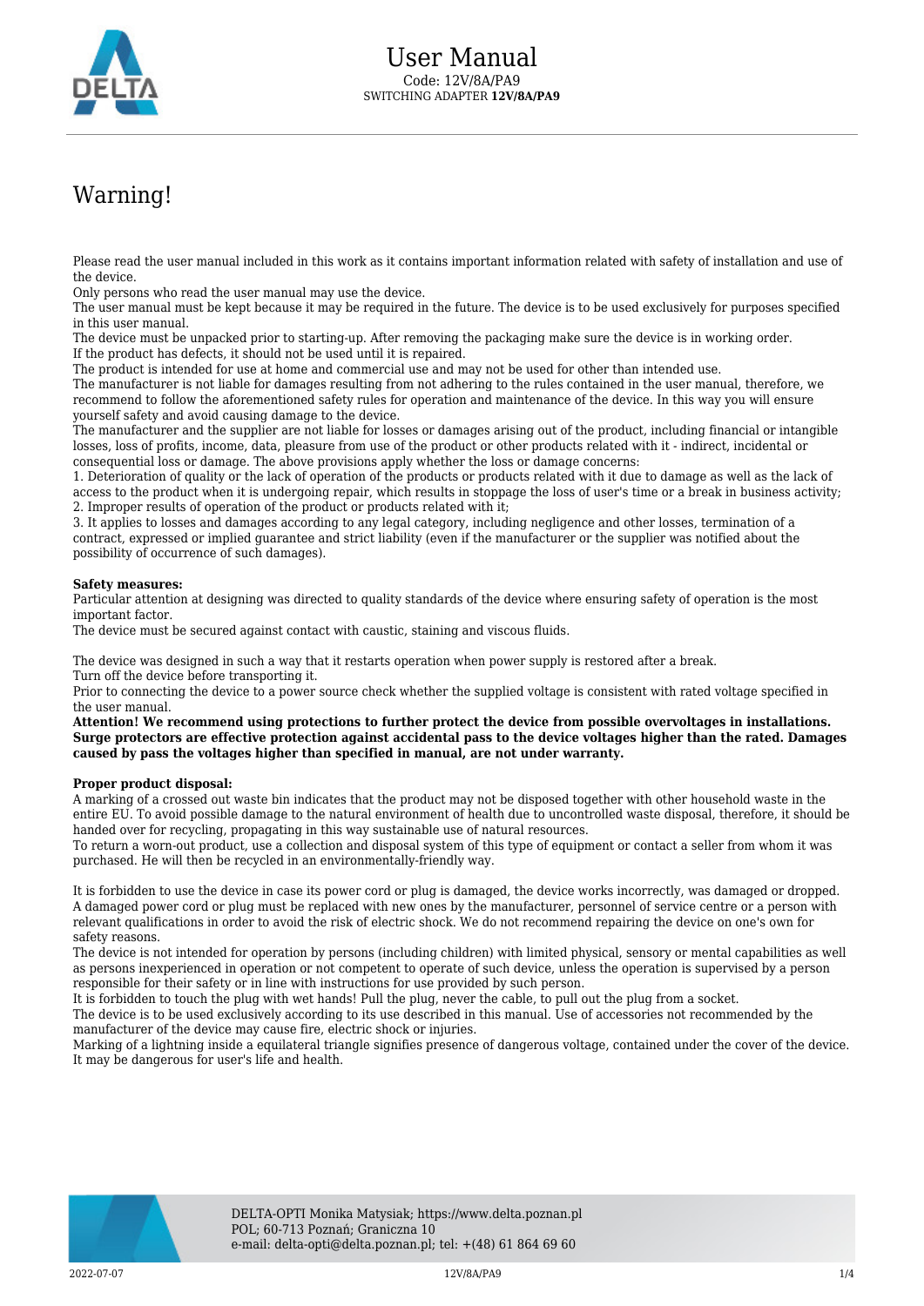# User Manual

Code: 12V/8A/PA9

SWITCHING ADAPTER **12V/8A/PA9**

## Warning!

Please read the user manual included in this work as it contains important information related with safety of installation and use of the device.

Only persons who read the user manual may use the device.

The user manual must be kept because it may be required in the future. The device is to be used exclusively for purposes specified in this user manual.

The device must be unpacked prior to starting-up. After removing the packaging make sure the device is in working order.

If the product has defects, it should not be used until it is repaired.

The product is intended for use at home and commercial use and may not be used for other than intended use.

The manufacturer is not liable for damages resulting from not adhering to the rules contained in the user manual, therefore, we recommend to follow the aforementioned safety rules for operation and maintenance of the device. In this way you will ensure yourself safety and avoid causing damage to the device.

The manufacturer and the supplier are not liable for losses or damages arising out of the product, including financial or intangible losses, loss of profits, income, data, pleasure from use of the product or other products related with it - indirect, incidental or consequential loss or damage. The above provisions apply whether the loss or damage concerns:

1. Deterioration of quality or the lack of operation of the products or products related with it due to damage as well as the lack of access to the product when it is undergoing repair, which results in stoppage the loss of user's time or a break in business activity;
2. Improper results of operation of the product or products related with it;
3. It applies to losses and damages according to any legal category, including negligence and other losses, termination of a contract, expressed or implied guarantee and strict liability (even if the manufacturer or the supplier was notified about the possibility of occurrence of such damages).

**Safety measures:**

Particular attention at designing was directed to quality standards of the device where ensuring safety of operation is the most important factor.

The device must be secured against contact with caustic, staining and viscous fluids.

The device was designed in such a way that it restarts operation when power supply is restored after a break.

Turn off the device before transporting it.

Prior to connecting the device to a power source check whether the supplied voltage is consistent with rated voltage specified in the user manual.

**Attention! We recommend using protections to further protect the device from possible overvoltages in installations. Surge protectors are effective protection against accidental pass to the device voltages higher than the rated. Damages caused by pass the voltages higher than specified in manual, are not under warranty.**

**Proper product disposal:**

A marking of a crossed out waste bin indicates that the product may not be disposed together with other household waste in the entire EU. To avoid possible damage to the natural environment of health due to uncontrolled waste disposal, therefore, it should be handed over for recycling, propagating in this way sustainable use of natural resources.

To return a worn-out product, use a collection and disposal system of this type of equipment or contact a seller from whom it was purchased. He will then be recycled in an environmentally-friendly way.

It is forbidden to use the device in case its power cord or plug is damaged, the device works incorrectly, was damaged or dropped.

A damaged power cord or plug must be replaced with new ones by the manufacturer, personnel of service centre or a person with relevant qualifications in order to avoid the risk of electric shock. We do not recommend repairing the device on one's own for safety reasons.

The device is not intended for operation by persons (including children) with limited physical, sensory or mental capabilities as well as persons inexperienced in operation or not competent to operate of such device, unless the operation is supervised by a person responsible for their safety or in line with instructions for use provided by such person.

It is forbidden to touch the plug with wet hands! Pull the plug, never the cable, to pull out the plug from a socket.

The device is to be used exclusively according to its use described in this manual. Use of accessories not recommended by the manufacturer of the device may cause fire, electric shock or injuries.

Marking of a lightning inside a equilateral triangle signifies presence of dangerous voltage, contained under the cover of the device. It may be dangerous for user's life and health.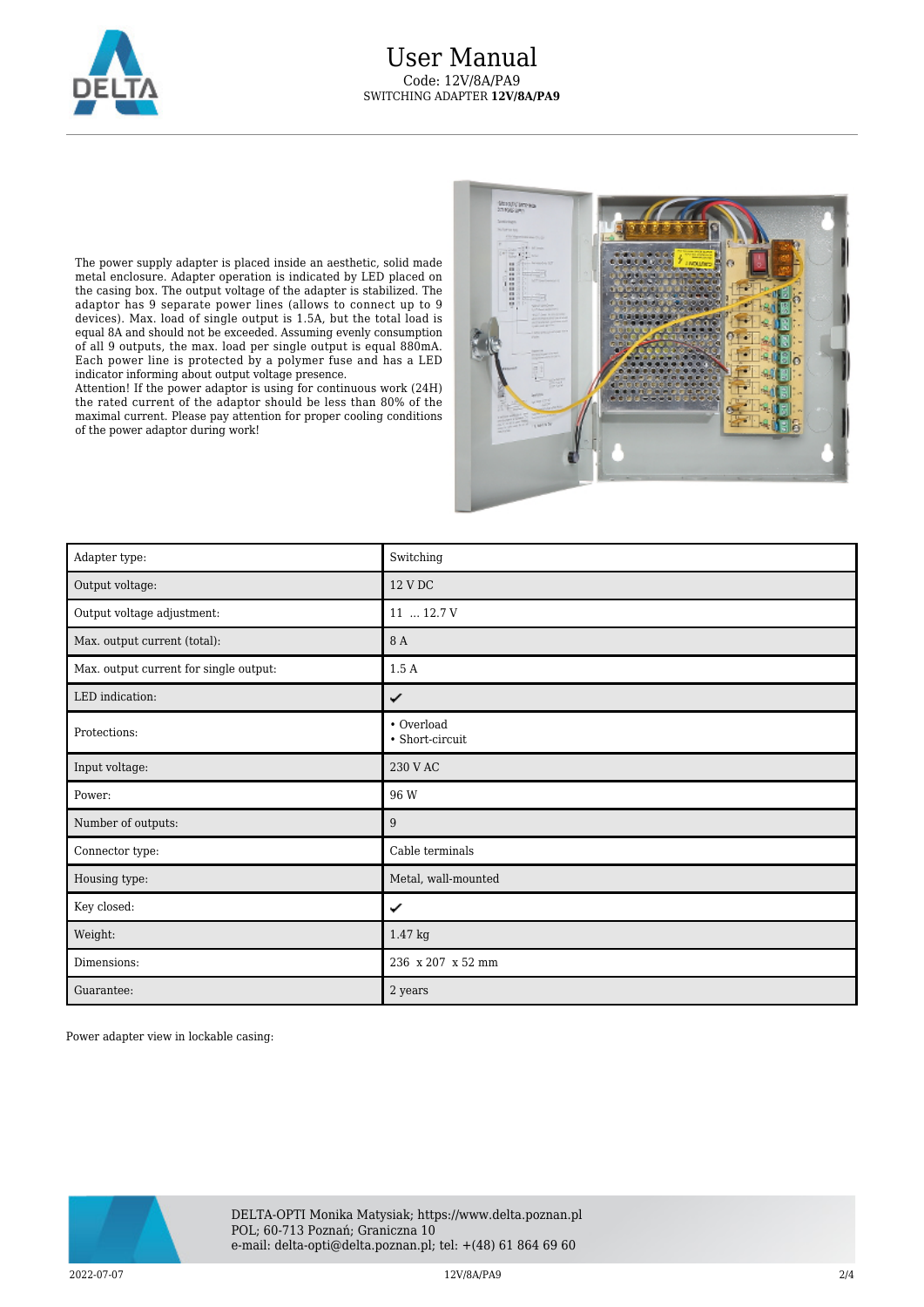The power supply adapter is placed inside an aesthetic, solid made metal enclosure. Adapter operation is indicated by LED placed on the casing box. The output voltage of the adapter is stabilized. The adaptor has 9 separate power lines (allows to connect up to 9 devices). Max. load of single output is 1.5A, but the total load is equal 8A and should not be exceeded. Assuming evenly consumption of all 9 outputs, the max. load per single output is equal 880mA. Each power line is protected by a polymer fuse and has a LED indicator informing about output voltage presence.
Attention! If the power adaptor is using for continuous work (24H) the rated current of the adaptor should be less than 80% of the maximal current. Please pay attention for proper cooling conditions of the power adaptor during work!

| Adapter type: | Switching |
|---|---|
| Output voltage: | 12 V DC |
| Output voltage adjustment: | 11 ... 12.7 V |
| Max. output current (total): | 8 A |
| Max. output current for single output: | 1.5 A |
| LED indication: | ✔ |
| Protections: | • Overload<br>• Short-circuit |
| Input voltage: | 230 V AC |
| Power: | 96 W |
| Number of outputs: | 9 |
| Connector type: | Cable terminals |
| Housing type: | Metal, wall-mounted |
| Key closed: | ✔ |
| Weight: | 1.47 kg |
| Dimensions: | 236 x 207 x 52 mm |
| Guarantee: | 2 years |

Power adapter view in lockable casing: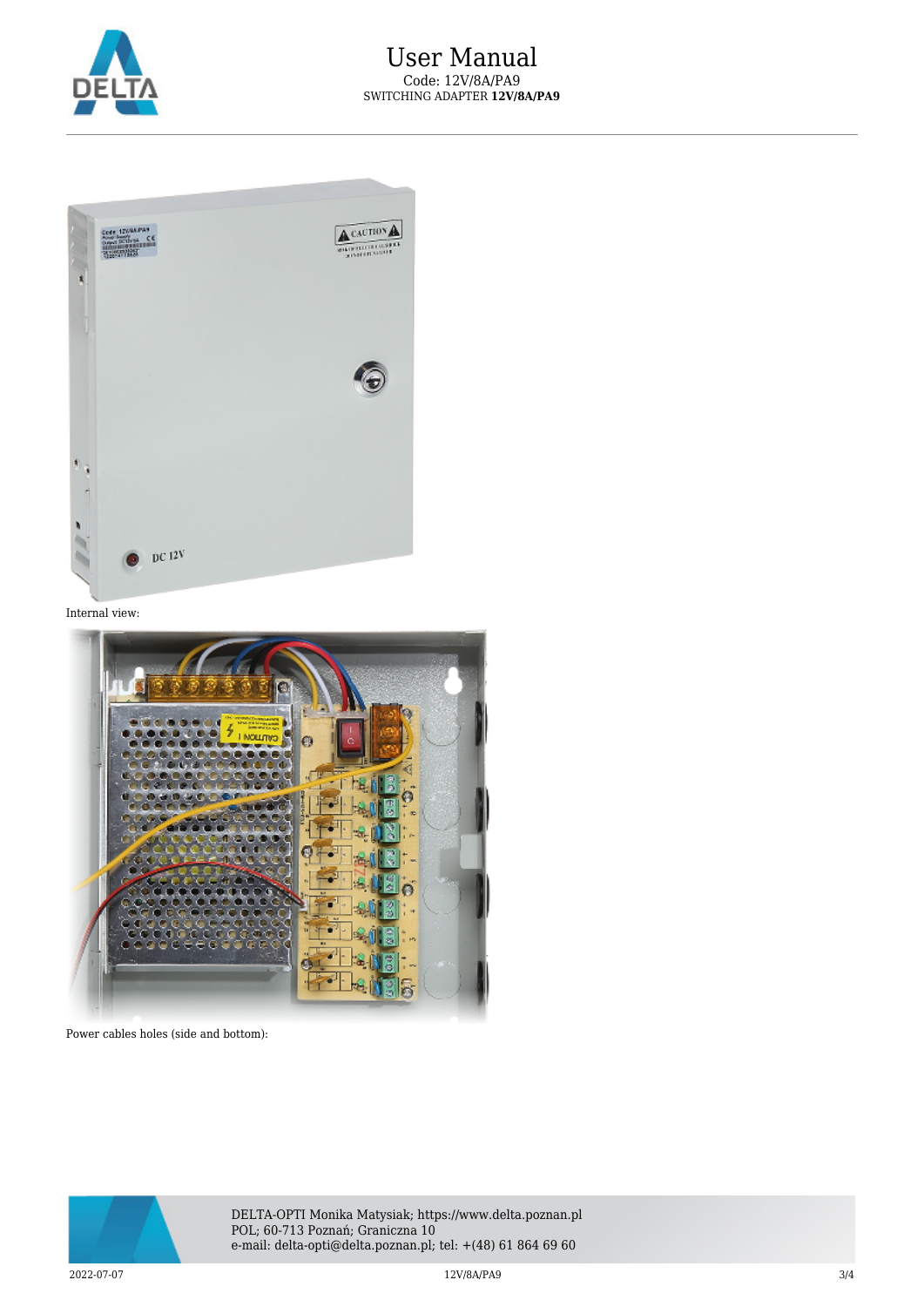Internal view:

Power cables holes (side and bottom):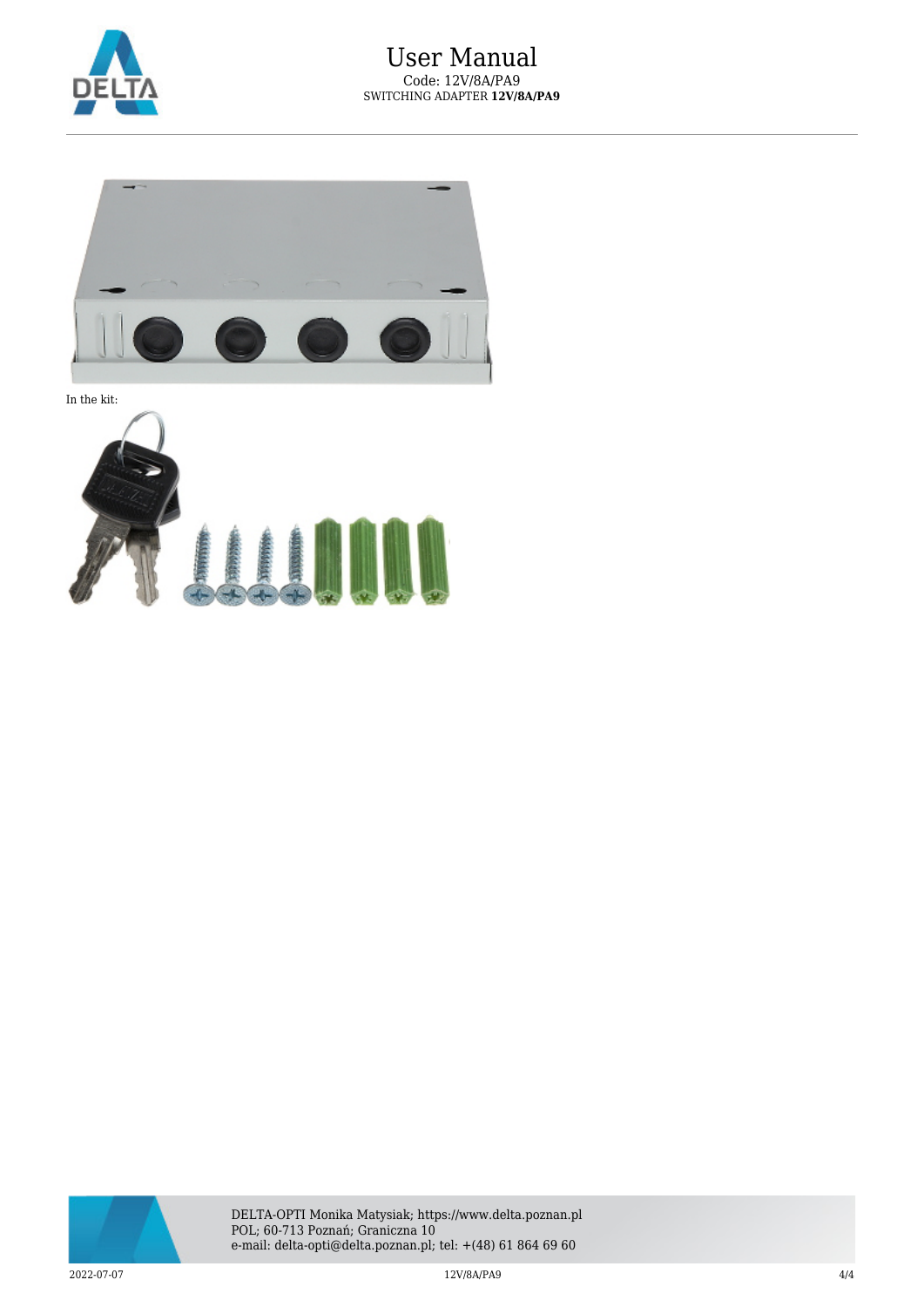In the kit: